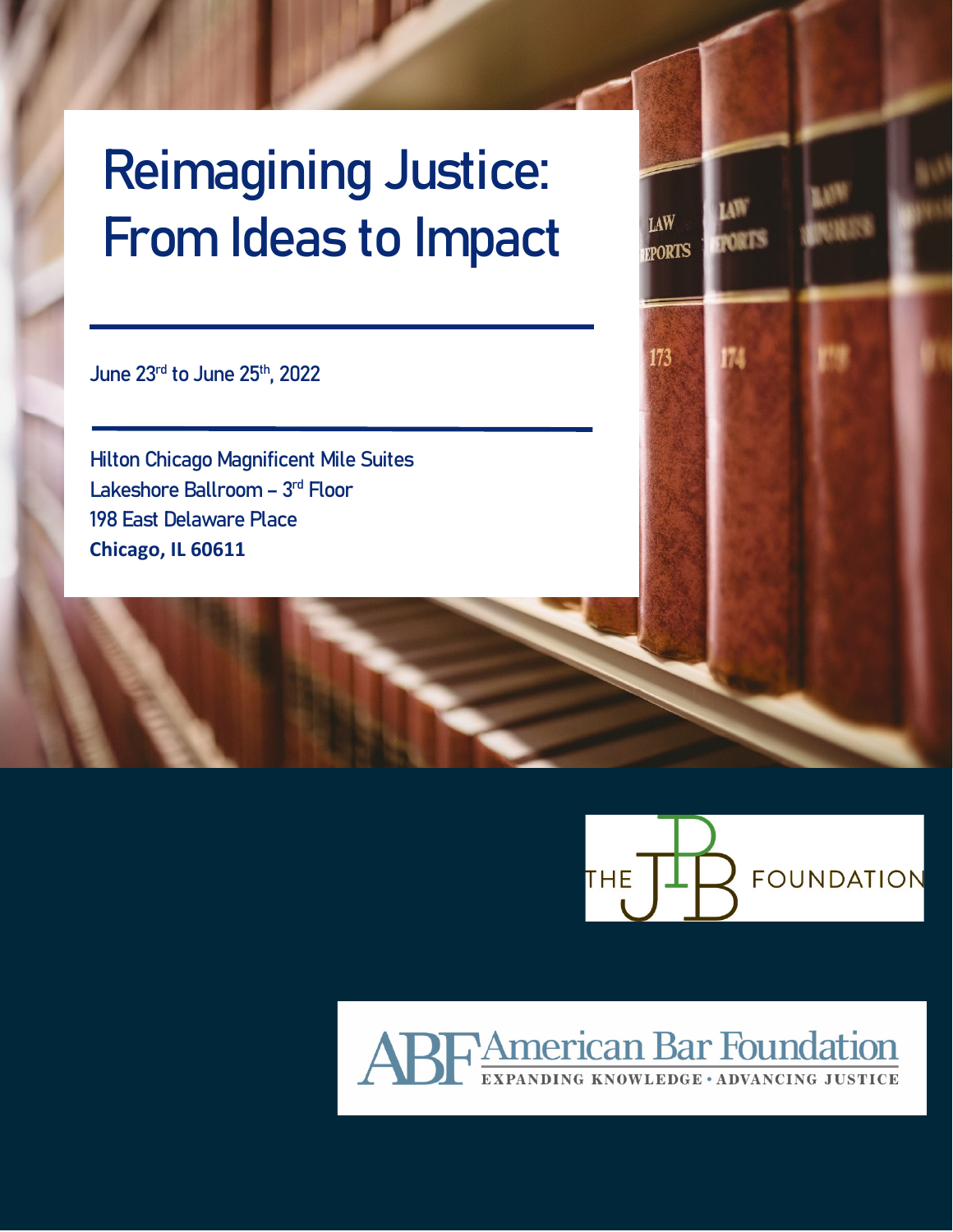# Reimagining Justice: From Ideas to Impact

June 23rd to June 25th, 2022

Hilton Chicago Magnificent Mile Suites
Lakeshore Ballroom – 3rd Floor
198 East Delaware Place
**Chicago, IL 60611**

THE JPB FOUNDATION

American Bar Foundation
EXPANDING KNOWLEDGE • ADVANCING JUSTICE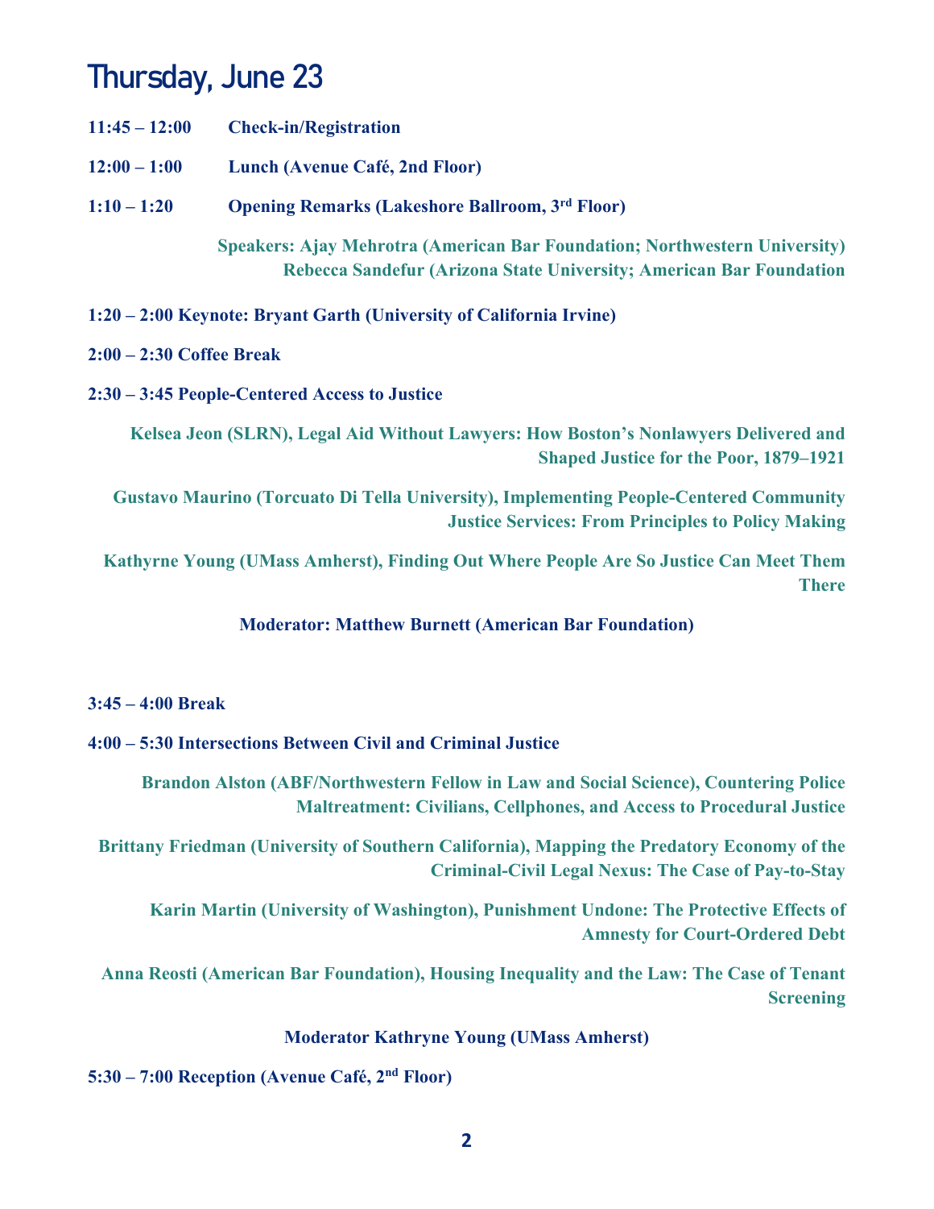# Thursday, June 23

**11:45 – 12:00** **Check-in/Registration**

**12:00 – 1:00** **Lunch (Avenue Café, 2nd Floor)**

**1:10 – 1:20** **Opening Remarks (Lakeshore Ballroom, 3rd Floor)**

**Speakers: Ajay Mehrotra (American Bar Foundation; Northwestern University)**
**Rebecca Sandefur (Arizona State University; American Bar Foundation**

**1:20 – 2:00 Keynote: Bryant Garth (University of California Irvine)**

**2:00 – 2:30 Coffee Break**

**2:30 – 3:45 People-Centered Access to Justice**

**Kelsea Jeon (SLRN), Legal Aid Without Lawyers: How Boston's Nonlawyers Delivered and Shaped Justice for the Poor, 1879–1921**

**Gustavo Maurino (Torcuato Di Tella University), Implementing People-Centered Community Justice Services: From Principles to Policy Making**

**Kathyrne Young (UMass Amherst), Finding Out Where People Are So Justice Can Meet Them There**

**Moderator: Matthew Burnett (American Bar Foundation)**

**3:45 – 4:00 Break**

**4:00 – 5:30 Intersections Between Civil and Criminal Justice**

**Brandon Alston (ABF/Northwestern Fellow in Law and Social Science), Countering Police Maltreatment: Civilians, Cellphones, and Access to Procedural Justice**

**Brittany Friedman (University of Southern California), Mapping the Predatory Economy of the Criminal-Civil Legal Nexus: The Case of Pay-to-Stay**

**Karin Martin (University of Washington), Punishment Undone: The Protective Effects of Amnesty for Court-Ordered Debt**

**Anna Reosti (American Bar Foundation), Housing Inequality and the Law: The Case of Tenant Screening**

**Moderator Kathryne Young (UMass Amherst)**

**5:30 – 7:00 Reception (Avenue Café, 2nd Floor)**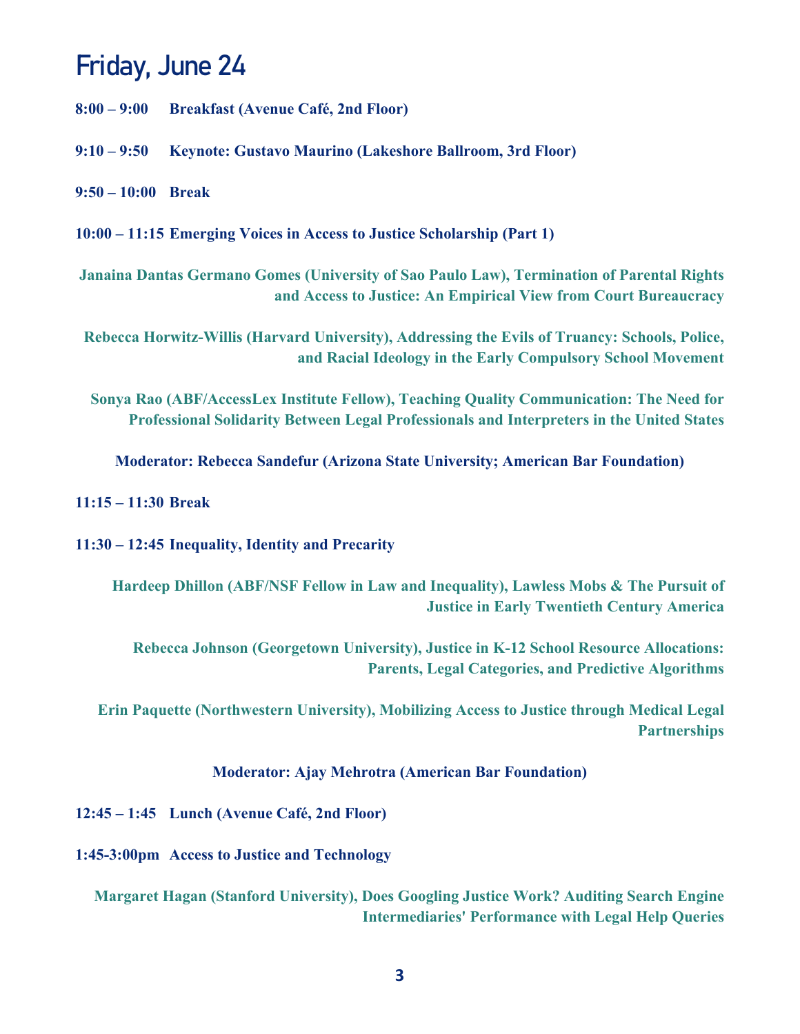# Friday, June 24

**8:00 – 9:00 Breakfast (Avenue Café, 2nd Floor)**

**9:10 – 9:50 Keynote: Gustavo Maurino (Lakeshore Ballroom, 3rd Floor)**

**9:50 – 10:00 Break**

**10:00 – 11:15 Emerging Voices in Access to Justice Scholarship (Part 1)**

**Janaina Dantas Germano Gomes (University of Sao Paulo Law), Termination of Parental Rights and Access to Justice: An Empirical View from Court Bureaucracy**

**Rebecca Horwitz-Willis (Harvard University), Addressing the Evils of Truancy: Schools, Police, and Racial Ideology in the Early Compulsory School Movement**

**Sonya Rao (ABF/AccessLex Institute Fellow), Teaching Quality Communication: The Need for Professional Solidarity Between Legal Professionals and Interpreters in the United States**

**Moderator: Rebecca Sandefur (Arizona State University; American Bar Foundation)**

**11:15 – 11:30 Break**

**11:30 – 12:45 Inequality, Identity and Precarity**

**Hardeep Dhillon (ABF/NSF Fellow in Law and Inequality), Lawless Mobs & The Pursuit of Justice in Early Twentieth Century America**

**Rebecca Johnson (Georgetown University), Justice in K-12 School Resource Allocations: Parents, Legal Categories, and Predictive Algorithms**

**Erin Paquette (Northwestern University), Mobilizing Access to Justice through Medical Legal Partnerships**

**Moderator: Ajay Mehrotra (American Bar Foundation)**

**12:45 – 1:45 Lunch (Avenue Café, 2nd Floor)**

**1:45-3:00pm Access to Justice and Technology**

**Margaret Hagan (Stanford University), Does Googling Justice Work? Auditing Search Engine Intermediaries' Performance with Legal Help Queries**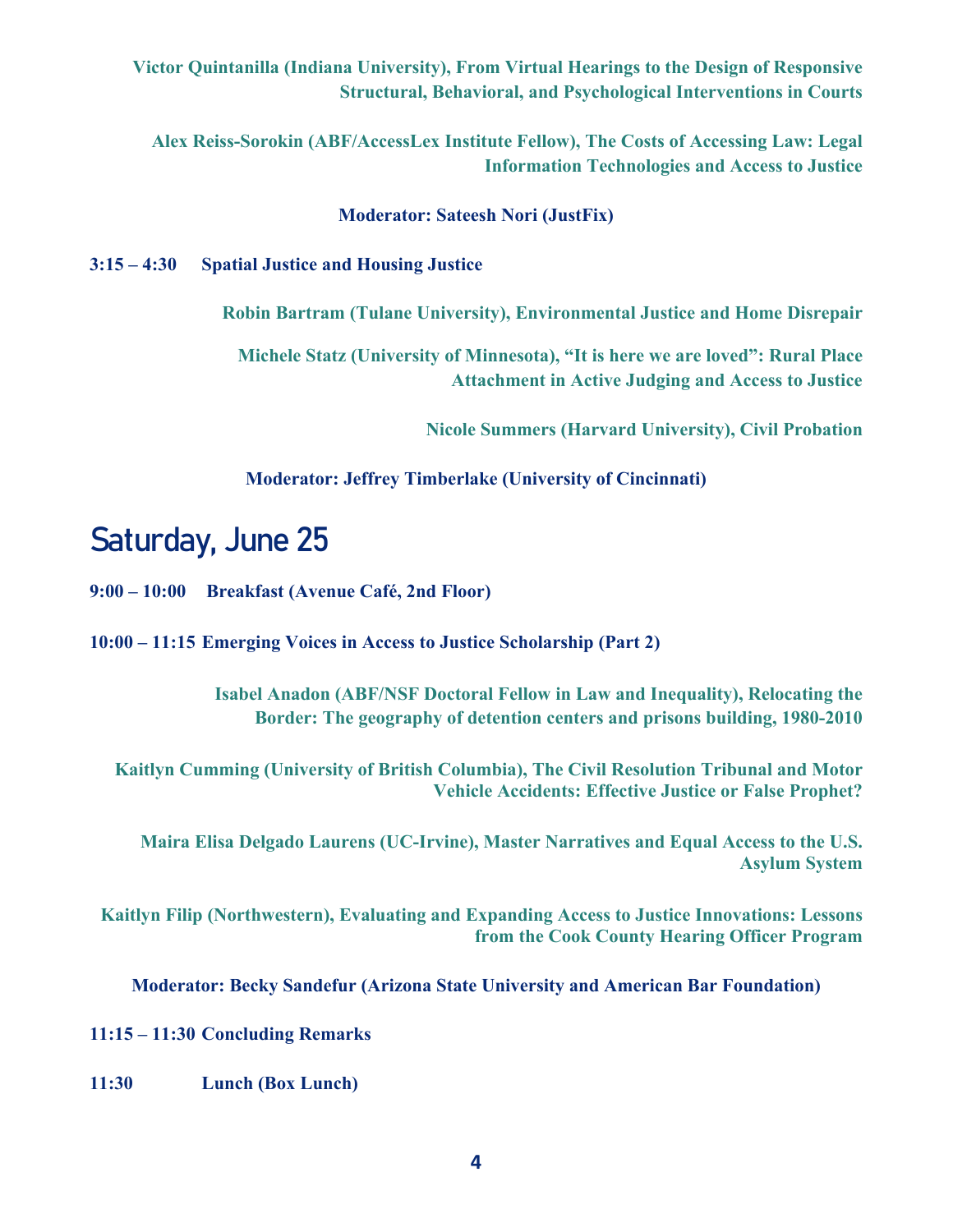**Victor Quintanilla (Indiana University), From Virtual Hearings to the Design of Responsive Structural, Behavioral, and Psychological Interventions in Courts**

**Alex Reiss-Sorokin (ABF/AccessLex Institute Fellow), The Costs of Accessing Law: Legal Information Technologies and Access to Justice**

**Moderator: Sateesh Nori (JustFix)**

**3:15 – 4:30 Spatial Justice and Housing Justice**

**Robin Bartram (Tulane University), Environmental Justice and Home Disrepair**

**Michele Statz (University of Minnesota), "It is here we are loved": Rural Place Attachment in Active Judging and Access to Justice**

**Nicole Summers (Harvard University), Civil Probation**

**Moderator: Jeffrey Timberlake (University of Cincinnati)**

## Saturday, June 25

**9:00 – 10:00 Breakfast (Avenue Café, 2nd Floor)**

**10:00 – 11:15 Emerging Voices in Access to Justice Scholarship (Part 2)**

**Isabel Anadon (ABF/NSF Doctoral Fellow in Law and Inequality), Relocating the Border: The geography of detention centers and prisons building, 1980-2010**

**Kaitlyn Cumming (University of British Columbia), The Civil Resolution Tribunal and Motor Vehicle Accidents: Effective Justice or False Prophet?**

**Maira Elisa Delgado Laurens (UC-Irvine), Master Narratives and Equal Access to the U.S. Asylum System**

**Kaitlyn Filip (Northwestern), Evaluating and Expanding Access to Justice Innovations: Lessons from the Cook County Hearing Officer Program**

**Moderator: Becky Sandefur (Arizona State University and American Bar Foundation)**

**11:15 – 11:30 Concluding Remarks**

**11:30 Lunch (Box Lunch)**